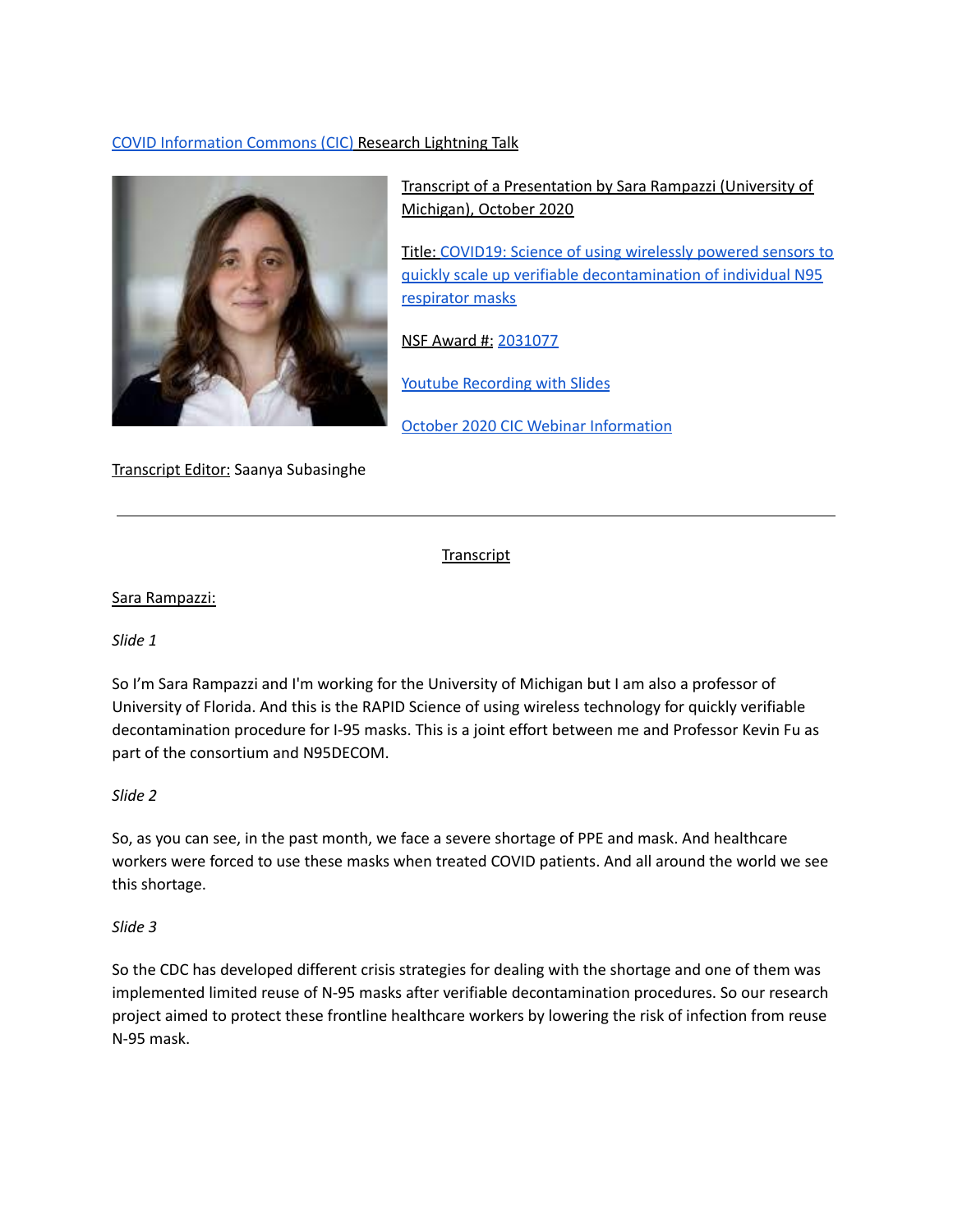COVID Information Commons (CIC) Research Lightning Talk

Transcript of a Presentation by Sara Rampazzi (University of Michigan), October 2020

Title: COVID19: Science of using wirelessly powered sensors to quickly scale up verifiable decontamination of individual N95 respirator masks

NSF Award #: 2031077

Youtube Recording with Slides

October 2020 CIC Webinar Information

Transcript Editor: Saanya Subasinghe

---

Transcript

Sara Rampazzi:

*Slide 1*

So I'm Sara Rampazzi and I'm working for the University of Michigan but I am also a professor of University of Florida. And this is the RAPID Science of using wireless technology for quickly verifiable decontamination procedure for I-95 masks. This is a joint effort between me and Professor Kevin Fu as part of the consortium and N95DECOM.

*Slide 2*

So, as you can see, in the past month, we face a severe shortage of PPE and mask. And healthcare workers were forced to use these masks when treated COVID patients. And all around the world we see this shortage.

*Slide 3*

So the CDC has developed different crisis strategies for dealing with the shortage and one of them was implemented limited reuse of N-95 masks after verifiable decontamination procedures. So our research project aimed to protect these frontline healthcare workers by lowering the risk of infection from reuse N-95 mask.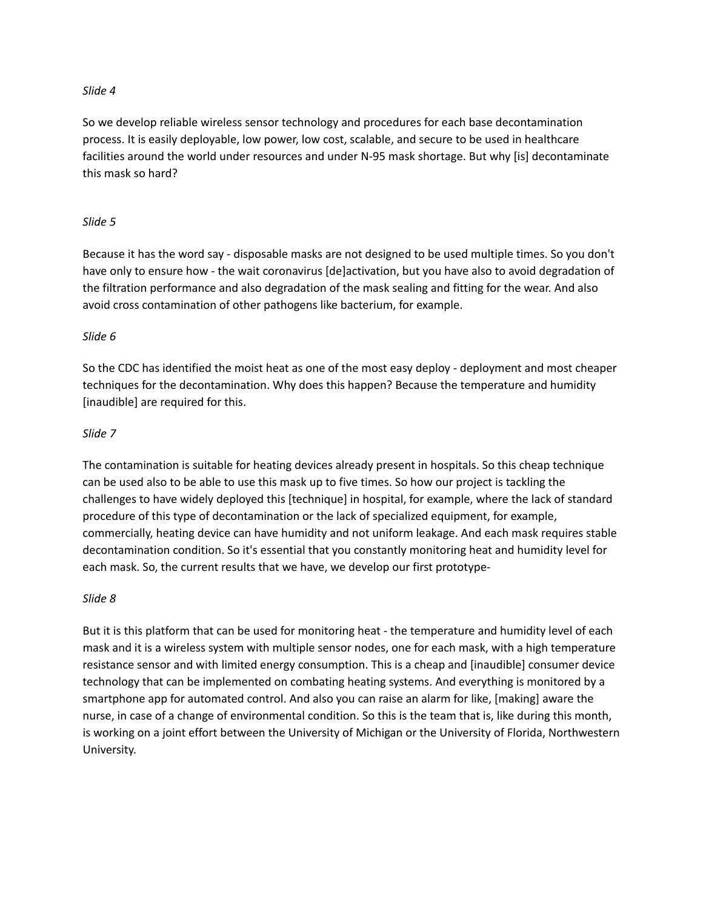*Slide 4*

So we develop reliable wireless sensor technology and procedures for each base decontamination process. It is easily deployable, low power, low cost, scalable, and secure to be used in healthcare facilities around the world under resources and under N-95 mask shortage. But why [is] decontaminate this mask so hard?

*Slide 5*

Because it has the word say - disposable masks are not designed to be used multiple times. So you don't have only to ensure how - the wait coronavirus [de]activation, but you have also to avoid degradation of the filtration performance and also degradation of the mask sealing and fitting for the wear. And also avoid cross contamination of other pathogens like bacterium, for example.

*Slide 6*

So the CDC has identified the moist heat as one of the most easy deploy - deployment and most cheaper techniques for the decontamination. Why does this happen? Because the temperature and humidity [inaudible] are required for this.

*Slide 7*

The contamination is suitable for heating devices already present in hospitals. So this cheap technique can be used also to be able to use this mask up to five times. So how our project is tackling the challenges to have widely deployed this [technique] in hospital, for example, where the lack of standard procedure of this type of decontamination or the lack of specialized equipment, for example, commercially, heating device can have humidity and not uniform leakage. And each mask requires stable decontamination condition. So it's essential that you constantly monitoring heat and humidity level for each mask. So, the current results that we have, we develop our first prototype-

*Slide 8*

But it is this platform that can be used for monitoring heat - the temperature and humidity level of each mask and it is a wireless system with multiple sensor nodes, one for each mask, with a high temperature resistance sensor and with limited energy consumption. This is a cheap and [inaudible] consumer device technology that can be implemented on combating heating systems. And everything is monitored by a smartphone app for automated control. And also you can raise an alarm for like, [making] aware the nurse, in case of a change of environmental condition. So this is the team that is, like during this month, is working on a joint effort between the University of Michigan or the University of Florida, Northwestern University.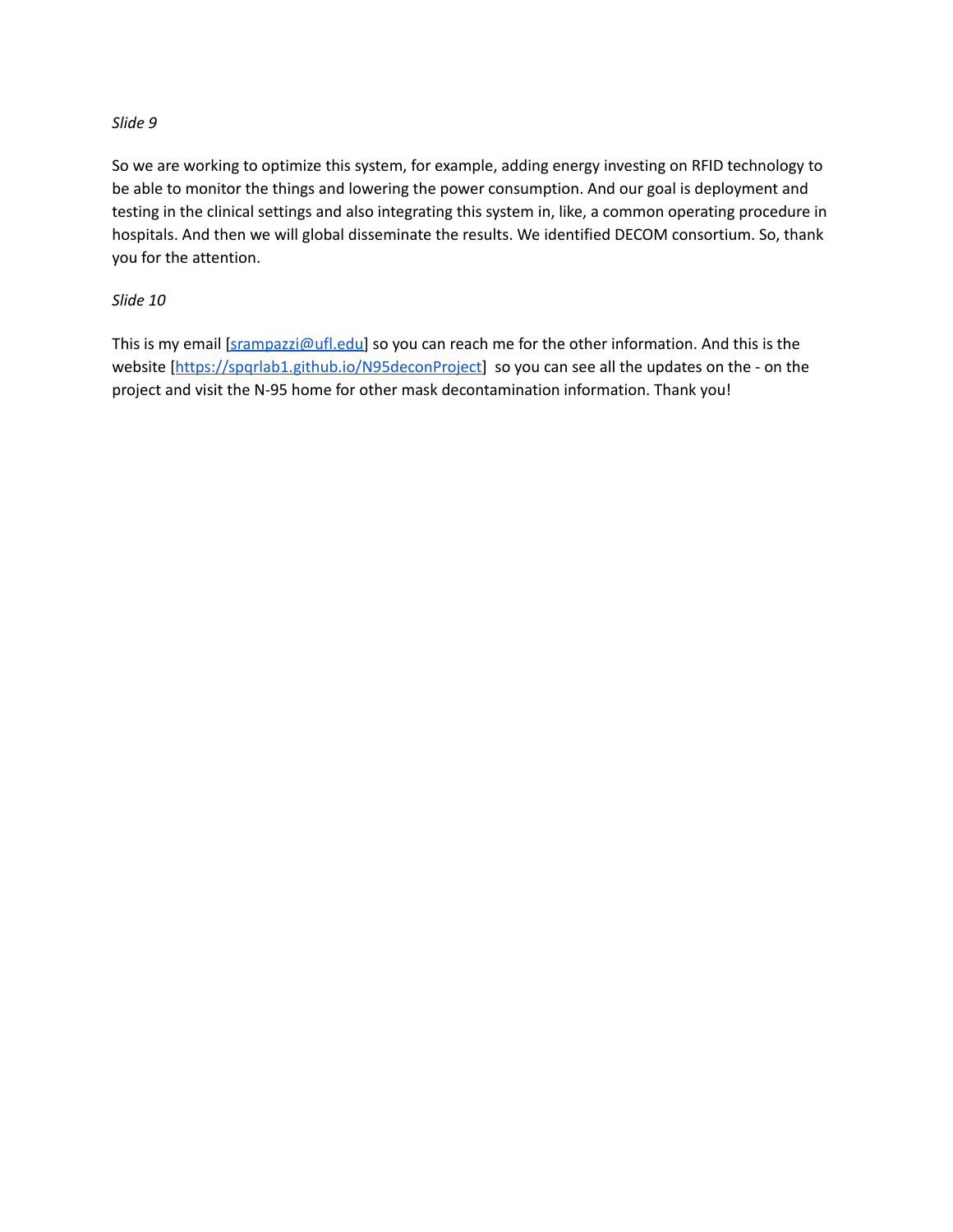*Slide 9*

So we are working to optimize this system, for example, adding energy investing on RFID technology to be able to monitor the things and lowering the power consumption. And our goal is deployment and testing in the clinical settings and also integrating this system in, like, a common operating procedure in hospitals. And then we will global disseminate the results. We identified DECOM consortium. So, thank you for the attention.

*Slide 10*

This is my email [srampazzi@ufl.edu] so you can reach me for the other information. And this is the website [https://spqrlab1.github.io/N95deconProject] so you can see all the updates on the - on the project and visit the N-95 home for other mask decontamination information. Thank you!